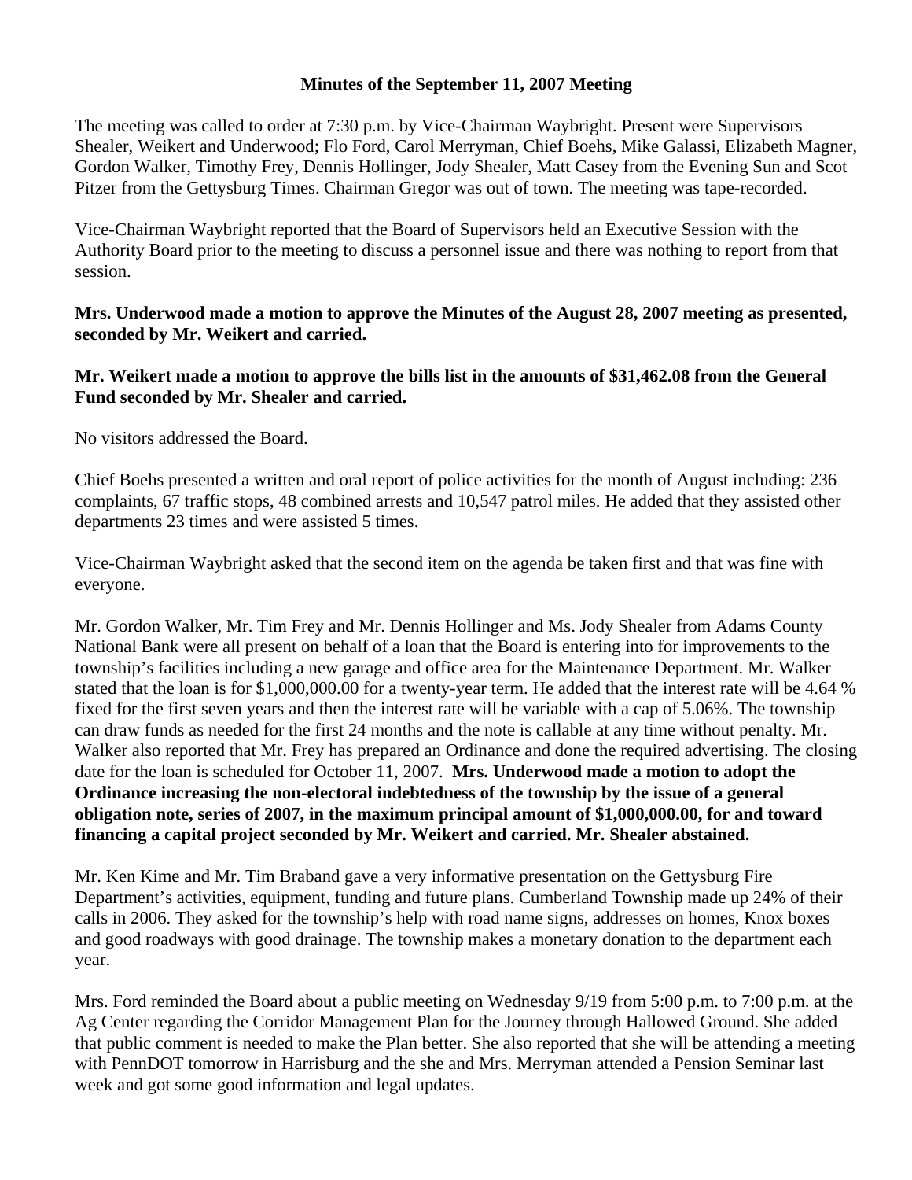**Minutes of the September 11, 2007 Meeting**

The meeting was called to order at 7:30 p.m. by Vice-Chairman Waybright. Present were Supervisors Shealer, Weikert and Underwood; Flo Ford, Carol Merryman, Chief Boehs, Mike Galassi, Elizabeth Magner, Gordon Walker, Timothy Frey, Dennis Hollinger, Jody Shealer, Matt Casey from the Evening Sun and Scot Pitzer from the Gettysburg Times. Chairman Gregor was out of town. The meeting was tape-recorded.

Vice-Chairman Waybright reported that the Board of Supervisors held an Executive Session with the Authority Board prior to the meeting to discuss a personnel issue and there was nothing to report from that session.

**Mrs. Underwood made a motion to approve the Minutes of the August 28, 2007 meeting as presented, seconded by Mr. Weikert and carried.**

**Mr. Weikert made a motion to approve the bills list in the amounts of $31,462.08 from the General Fund seconded by Mr. Shealer and carried.**

No visitors addressed the Board.

Chief Boehs presented a written and oral report of police activities for the month of August including: 236 complaints, 67 traffic stops, 48 combined arrests and 10,547 patrol miles. He added that they assisted other departments 23 times and were assisted 5 times.

Vice-Chairman Waybright asked that the second item on the agenda be taken first and that was fine with everyone.

Mr. Gordon Walker, Mr. Tim Frey and Mr. Dennis Hollinger and Ms. Jody Shealer from Adams County National Bank were all present on behalf of a loan that the Board is entering into for improvements to the township's facilities including a new garage and office area for the Maintenance Department. Mr. Walker stated that the loan is for $1,000,000.00 for a twenty-year term. He added that the interest rate will be 4.64 % fixed for the first seven years and then the interest rate will be variable with a cap of 5.06%. The township can draw funds as needed for the first 24 months and the note is callable at any time without penalty. Mr. Walker also reported that Mr. Frey has prepared an Ordinance and done the required advertising. The closing date for the loan is scheduled for October 11, 2007. **Mrs. Underwood made a motion to adopt the Ordinance increasing the non-electoral indebtedness of the township by the issue of a general obligation note, series of 2007, in the maximum principal amount of $1,000,000.00, for and toward financing a capital project seconded by Mr. Weikert and carried. Mr. Shealer abstained.**

Mr. Ken Kime and Mr. Tim Braband gave a very informative presentation on the Gettysburg Fire Department's activities, equipment, funding and future plans. Cumberland Township made up 24% of their calls in 2006. They asked for the township's help with road name signs, addresses on homes, Knox boxes and good roadways with good drainage. The township makes a monetary donation to the department each year.

Mrs. Ford reminded the Board about a public meeting on Wednesday 9/19 from 5:00 p.m. to 7:00 p.m. at the Ag Center regarding the Corridor Management Plan for the Journey through Hallowed Ground. She added that public comment is needed to make the Plan better. She also reported that she will be attending a meeting with PennDOT tomorrow in Harrisburg and the she and Mrs. Merryman attended a Pension Seminar last week and got some good information and legal updates.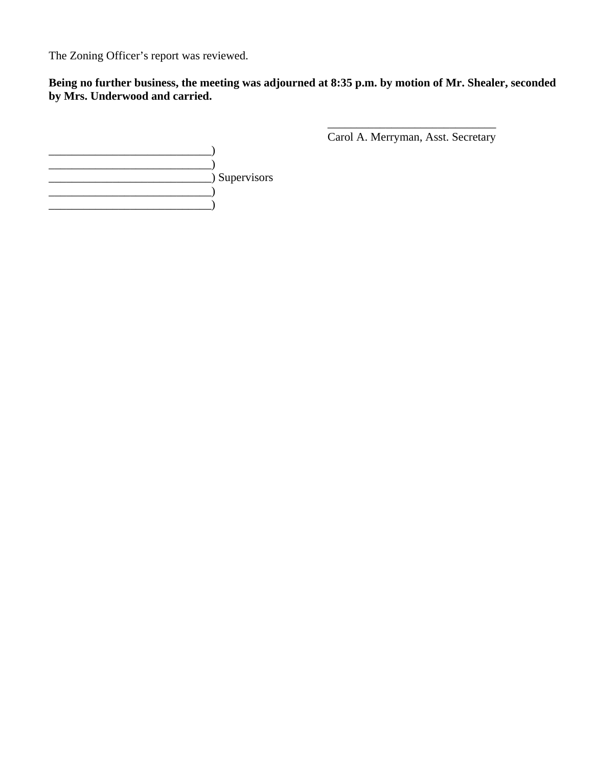The Zoning Officer's report was reviewed.

**Being no further business, the meeting was adjourned at 8:35 p.m. by motion of Mr. Shealer, seconded by Mrs. Underwood and carried.**

______________________________
Carol A. Merryman, Asst. Secretary

_____________________________)
_____________________________)
_____________________________) Supervisors
_____________________________)
_____________________________)